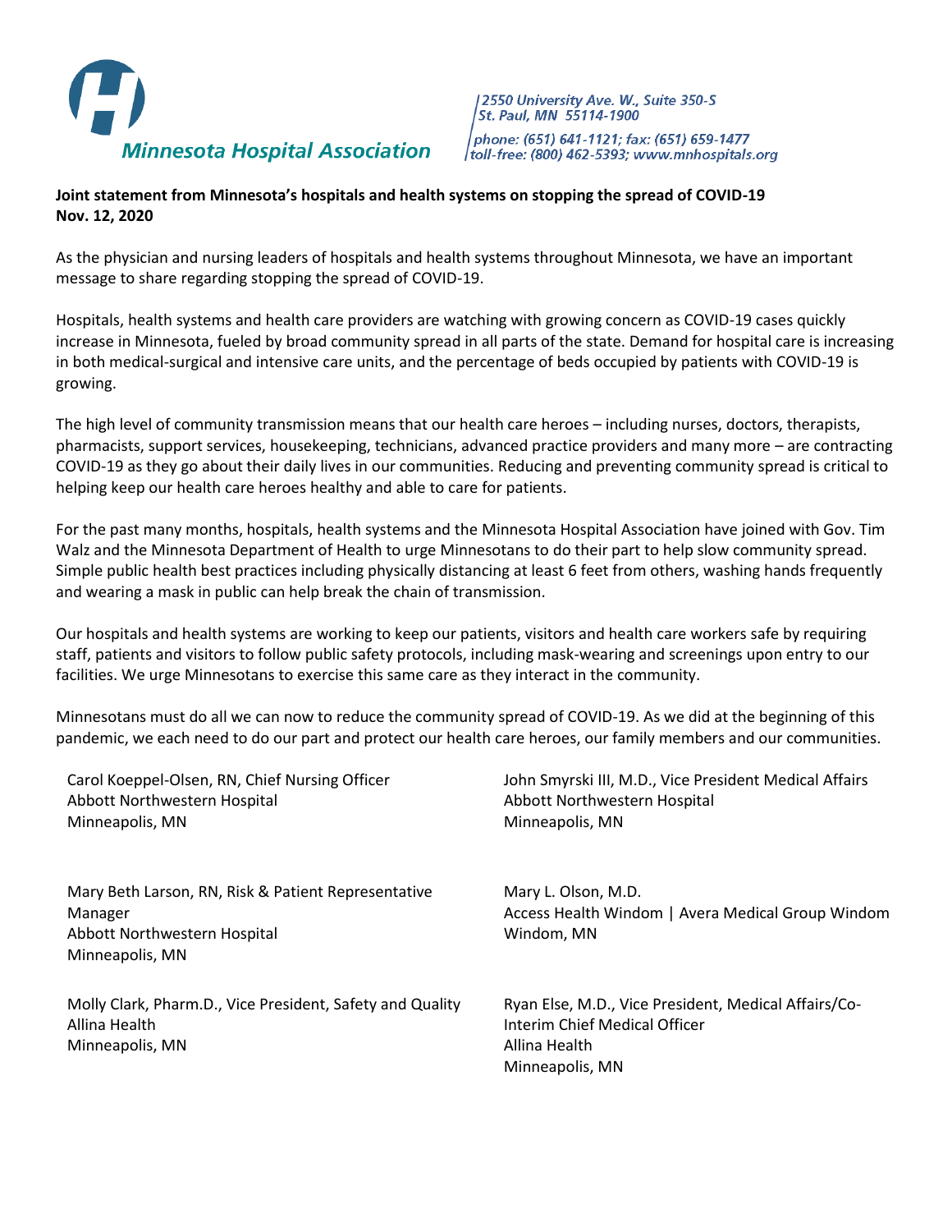**Minnesota Hospital Association**

2550 University Ave. W., Suite 350-S
St. Paul, MN 55114-1900
phone: (651) 641-1121; fax: (651) 659-1477
toll-free: (800) 462-5393; www.mnhospitals.org

**Joint statement from Minnesota's hospitals and health systems on stopping the spread of COVID-19**
**Nov. 12, 2020**

As the physician and nursing leaders of hospitals and health systems throughout Minnesota, we have an important message to share regarding stopping the spread of COVID-19.

Hospitals, health systems and health care providers are watching with growing concern as COVID-19 cases quickly increase in Minnesota, fueled by broad community spread in all parts of the state. Demand for hospital care is increasing in both medical-surgical and intensive care units, and the percentage of beds occupied by patients with COVID-19 is growing.

The high level of community transmission means that our health care heroes – including nurses, doctors, therapists, pharmacists, support services, housekeeping, technicians, advanced practice providers and many more – are contracting COVID-19 as they go about their daily lives in our communities. Reducing and preventing community spread is critical to helping keep our health care heroes healthy and able to care for patients.

For the past many months, hospitals, health systems and the Minnesota Hospital Association have joined with Gov. Tim Walz and the Minnesota Department of Health to urge Minnesotans to do their part to help slow community spread. Simple public health best practices including physically distancing at least 6 feet from others, washing hands frequently and wearing a mask in public can help break the chain of transmission.

Our hospitals and health systems are working to keep our patients, visitors and health care workers safe by requiring staff, patients and visitors to follow public safety protocols, including mask-wearing and screenings upon entry to our facilities. We urge Minnesotans to exercise this same care as they interact in the community.

Minnesotans must do all we can now to reduce the community spread of COVID-19. As we did at the beginning of this pandemic, we each need to do our part and protect our health care heroes, our family members and our communities.

Carol Koeppel-Olsen, RN, Chief Nursing Officer
Abbott Northwestern Hospital
Minneapolis, MN

John Smyrski III, M.D., Vice President Medical Affairs
Abbott Northwestern Hospital
Minneapolis, MN

Mary Beth Larson, RN, Risk & Patient Representative Manager
Abbott Northwestern Hospital
Minneapolis, MN

Mary L. Olson, M.D.
Access Health Windom | Avera Medical Group Windom
Windom, MN

Molly Clark, Pharm.D., Vice President, Safety and Quality
Allina Health
Minneapolis, MN

Ryan Else, M.D., Vice President, Medical Affairs/Co-Interim Chief Medical Officer
Allina Health
Minneapolis, MN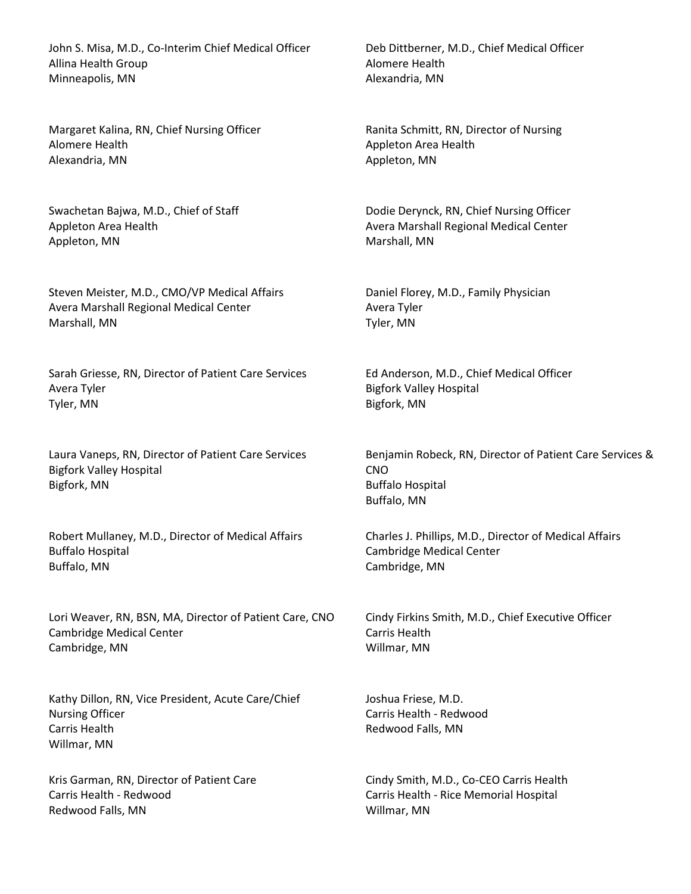John S. Misa, M.D., Co-Interim Chief Medical Officer
Allina Health Group
Minneapolis, MN

Deb Dittberner, M.D., Chief Medical Officer
Alomere Health
Alexandria, MN

Margaret Kalina, RN, Chief Nursing Officer
Alomere Health
Alexandria, MN

Ranita Schmitt, RN, Director of Nursing
Appleton Area Health
Appleton, MN

Swachetan Bajwa, M.D., Chief of Staff
Appleton Area Health
Appleton, MN

Dodie Derynck, RN, Chief Nursing Officer
Avera Marshall Regional Medical Center
Marshall, MN

Steven Meister, M.D., CMO/VP Medical Affairs
Avera Marshall Regional Medical Center
Marshall, MN

Daniel Florey, M.D., Family Physician
Avera Tyler
Tyler, MN

Sarah Griesse, RN, Director of Patient Care Services
Avera Tyler
Tyler, MN

Ed Anderson, M.D., Chief Medical Officer
Bigfork Valley Hospital
Bigfork, MN

Laura Vaneps, RN, Director of Patient Care Services
Bigfork Valley Hospital
Bigfork, MN

Benjamin Robeck, RN, Director of Patient Care Services & CNO
Buffalo Hospital
Buffalo, MN

Robert Mullaney, M.D., Director of Medical Affairs
Buffalo Hospital
Buffalo, MN

Charles J. Phillips, M.D., Director of Medical Affairs
Cambridge Medical Center
Cambridge, MN

Lori Weaver, RN, BSN, MA, Director of Patient Care, CNO
Cambridge Medical Center
Cambridge, MN

Cindy Firkins Smith, M.D., Chief Executive Officer
Carris Health
Willmar, MN

Kathy Dillon, RN, Vice President, Acute Care/Chief Nursing Officer
Carris Health
Willmar, MN

Joshua Friese, M.D.
Carris Health - Redwood
Redwood Falls, MN

Kris Garman, RN, Director of Patient Care
Carris Health - Redwood
Redwood Falls, MN

Cindy Smith, M.D., Co-CEO Carris Health
Carris Health - Rice Memorial Hospital
Willmar, MN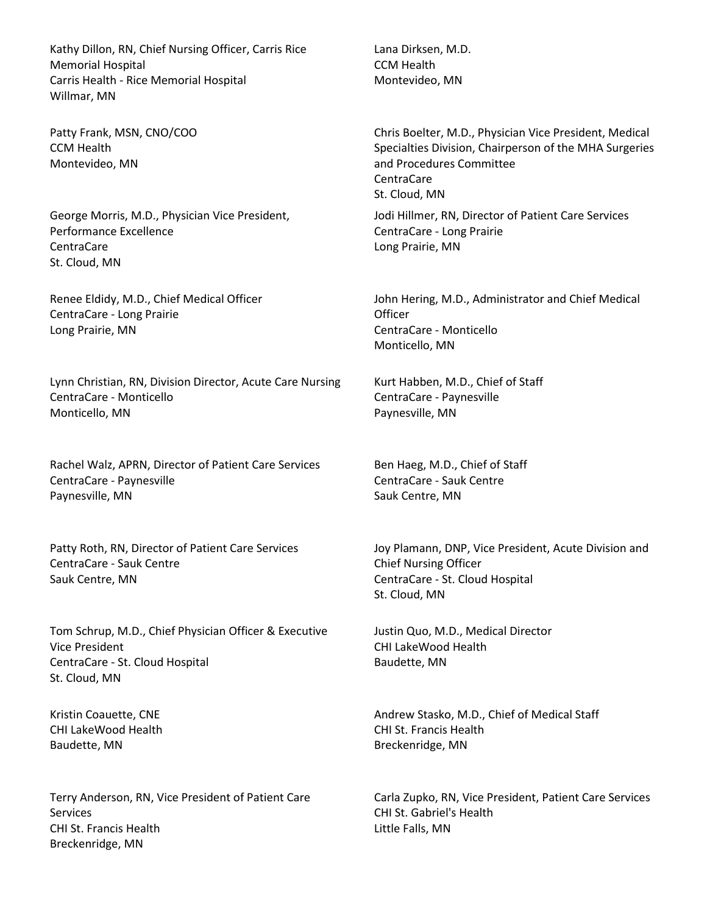Kathy Dillon, RN, Chief Nursing Officer, Carris Rice Memorial Hospital
Carris Health - Rice Memorial Hospital
Willmar, MN

Lana Dirksen, M.D.
CCM Health
Montevideo, MN

Patty Frank, MSN, CNO/COO
CCM Health
Montevideo, MN

Chris Boelter, M.D., Physician Vice President, Medical Specialties Division, Chairperson of the MHA Surgeries and Procedures Committee
CentraCare
St. Cloud, MN

George Morris, M.D., Physician Vice President, Performance Excellence
CentraCare
St. Cloud, MN

Jodi Hillmer, RN, Director of Patient Care Services
CentraCare - Long Prairie
Long Prairie, MN

Renee Eldidy, M.D., Chief Medical Officer
CentraCare - Long Prairie
Long Prairie, MN

John Hering, M.D., Administrator and Chief Medical Officer
CentraCare - Monticello
Monticello, MN

Lynn Christian, RN, Division Director, Acute Care Nursing
CentraCare - Monticello
Monticello, MN

Kurt Habben, M.D., Chief of Staff
CentraCare - Paynesville
Paynesville, MN

Rachel Walz, APRN, Director of Patient Care Services
CentraCare - Paynesville
Paynesville, MN

Ben Haeg, M.D., Chief of Staff
CentraCare - Sauk Centre
Sauk Centre, MN

Patty Roth, RN, Director of Patient Care Services
CentraCare - Sauk Centre
Sauk Centre, MN

Joy Plamann, DNP, Vice President, Acute Division and Chief Nursing Officer
CentraCare - St. Cloud Hospital
St. Cloud, MN

Tom Schrup, M.D., Chief Physician Officer & Executive Vice President
CentraCare - St. Cloud Hospital
St. Cloud, MN

Justin Quo, M.D., Medical Director
CHI LakeWood Health
Baudette, MN

Kristin Coauette, CNE
CHI LakeWood Health
Baudette, MN

Andrew Stasko, M.D., Chief of Medical Staff
CHI St. Francis Health
Breckenridge, MN

Terry Anderson, RN, Vice President of Patient Care Services
CHI St. Francis Health
Breckenridge, MN

Carla Zupko, RN, Vice President, Patient Care Services
CHI St. Gabriel's Health
Little Falls, MN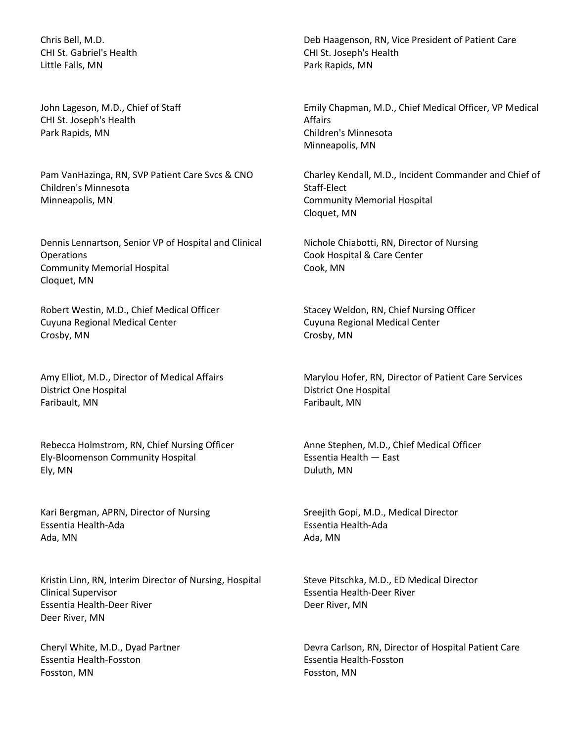Chris Bell, M.D.
CHI St. Gabriel's Health
Little Falls, MN

Deb Haagenson, RN, Vice President of Patient Care
CHI St. Joseph's Health
Park Rapids, MN

John Lageson, M.D., Chief of Staff
CHI St. Joseph's Health
Park Rapids, MN

Emily Chapman, M.D., Chief Medical Officer, VP Medical Affairs
Children's Minnesota
Minneapolis, MN

Pam VanHazinga, RN, SVP Patient Care Svcs & CNO
Children's Minnesota
Minneapolis, MN

Charley Kendall, M.D., Incident Commander and Chief of Staff-Elect
Community Memorial Hospital
Cloquet, MN

Dennis Lennartson, Senior VP of Hospital and Clinical Operations
Community Memorial Hospital
Cloquet, MN

Nichole Chiabotti, RN, Director of Nursing
Cook Hospital & Care Center
Cook, MN

Robert Westin, M.D., Chief Medical Officer
Cuyuna Regional Medical Center
Crosby, MN

Stacey Weldon, RN, Chief Nursing Officer
Cuyuna Regional Medical Center
Crosby, MN

Amy Elliot, M.D., Director of Medical Affairs
District One Hospital
Faribault, MN

Marylou Hofer, RN, Director of Patient Care Services
District One Hospital
Faribault, MN

Rebecca Holmstrom, RN, Chief Nursing Officer
Ely-Bloomenson Community Hospital
Ely, MN

Anne Stephen, M.D., Chief Medical Officer
Essentia Health — East
Duluth, MN

Kari Bergman, APRN, Director of Nursing
Essentia Health-Ada
Ada, MN

Sreejith Gopi, M.D., Medical Director
Essentia Health-Ada
Ada, MN

Kristin Linn, RN, Interim Director of Nursing, Hospital Clinical Supervisor
Essentia Health-Deer River
Deer River, MN

Steve Pitschka, M.D., ED Medical Director
Essentia Health-Deer River
Deer River, MN

Cheryl White, M.D., Dyad Partner
Essentia Health-Fosston
Fosston, MN

Devra Carlson, RN, Director of Hospital Patient Care
Essentia Health-Fosston
Fosston, MN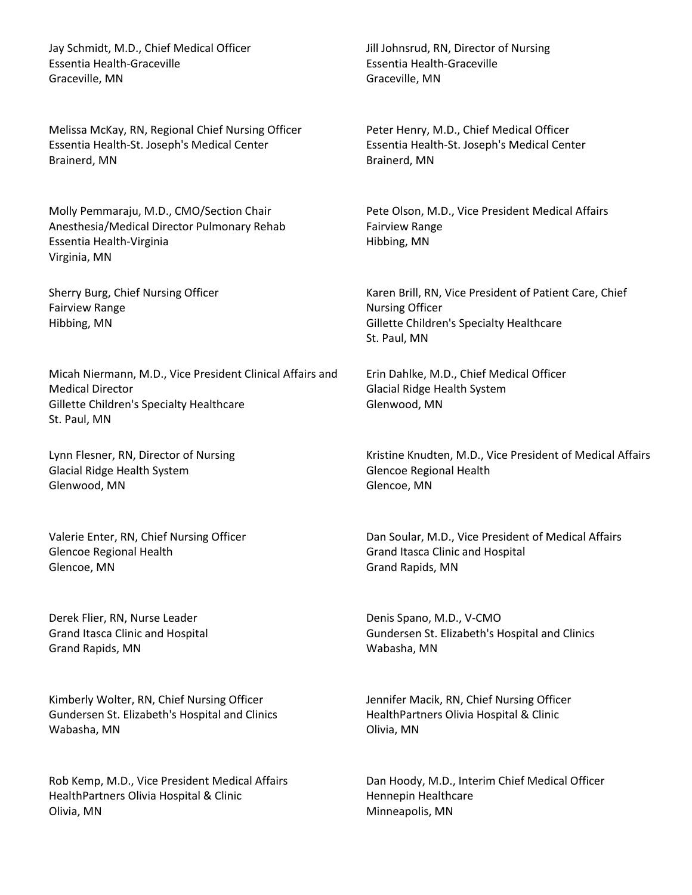Jay Schmidt, M.D., Chief Medical Officer
Essentia Health-Graceville
Graceville, MN

Jill Johnsrud, RN, Director of Nursing
Essentia Health-Graceville
Graceville, MN

Melissa McKay, RN, Regional Chief Nursing Officer
Essentia Health-St. Joseph's Medical Center
Brainerd, MN

Peter Henry, M.D., Chief Medical Officer
Essentia Health-St. Joseph's Medical Center
Brainerd, MN

Molly Pemmaraju, M.D., CMO/Section Chair
Anesthesia/Medical Director Pulmonary Rehab
Essentia Health-Virginia
Virginia, MN

Pete Olson, M.D., Vice President Medical Affairs
Fairview Range
Hibbing, MN

Sherry Burg, Chief Nursing Officer
Fairview Range
Hibbing, MN

Karen Brill, RN, Vice President of Patient Care, Chief Nursing Officer
Gillette Children's Specialty Healthcare
St. Paul, MN

Micah Niermann, M.D., Vice President Clinical Affairs and Medical Director
Gillette Children's Specialty Healthcare
St. Paul, MN

Erin Dahlke, M.D., Chief Medical Officer
Glacial Ridge Health System
Glenwood, MN

Lynn Flesner, RN, Director of Nursing
Glacial Ridge Health System
Glenwood, MN

Kristine Knudten, M.D., Vice President of Medical Affairs
Glencoe Regional Health
Glencoe, MN

Valerie Enter, RN, Chief Nursing Officer
Glencoe Regional Health
Glencoe, MN

Dan Soular, M.D., Vice President of Medical Affairs
Grand Itasca Clinic and Hospital
Grand Rapids, MN

Derek Flier, RN, Nurse Leader
Grand Itasca Clinic and Hospital
Grand Rapids, MN

Denis Spano, M.D., V-CMO
Gundersen St. Elizabeth's Hospital and Clinics
Wabasha, MN

Kimberly Wolter, RN, Chief Nursing Officer
Gundersen St. Elizabeth's Hospital and Clinics
Wabasha, MN

Jennifer Macik, RN, Chief Nursing Officer
HealthPartners Olivia Hospital & Clinic
Olivia, MN

Rob Kemp, M.D., Vice President Medical Affairs
HealthPartners Olivia Hospital & Clinic
Olivia, MN

Dan Hoody, M.D., Interim Chief Medical Officer
Hennepin Healthcare
Minneapolis, MN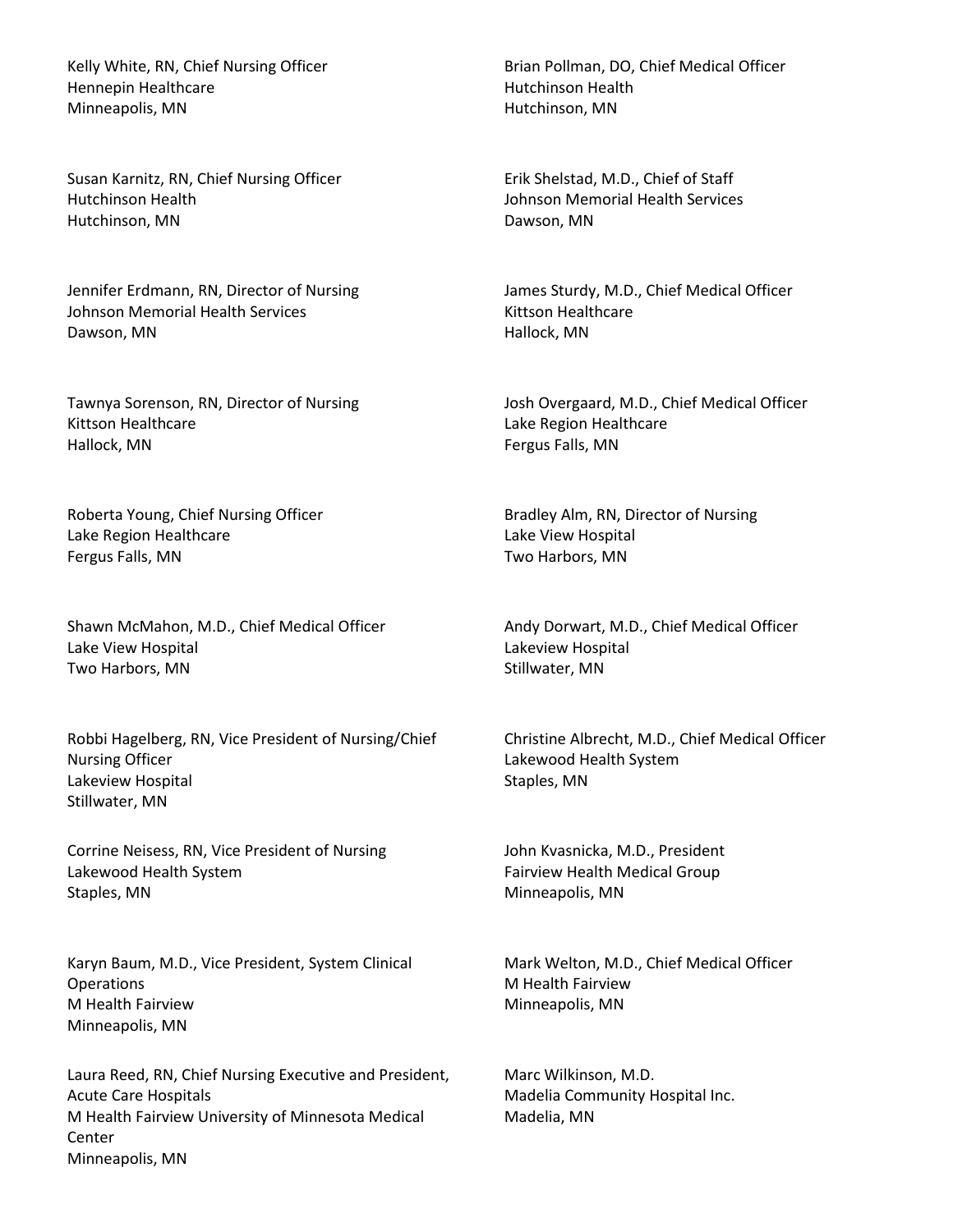Kelly White, RN, Chief Nursing Officer
Hennepin Healthcare
Minneapolis, MN

Susan Karnitz, RN, Chief Nursing Officer
Hutchinson Health
Hutchinson, MN

Jennifer Erdmann, RN, Director of Nursing
Johnson Memorial Health Services
Dawson, MN

Tawnya Sorenson, RN, Director of Nursing
Kittson Healthcare
Hallock, MN

Roberta Young, Chief Nursing Officer
Lake Region Healthcare
Fergus Falls, MN

Shawn McMahon, M.D., Chief Medical Officer
Lake View Hospital
Two Harbors, MN

Robbi Hagelberg, RN, Vice President of Nursing/Chief Nursing Officer
Lakeview Hospital
Stillwater, MN

Corrine Neisess, RN, Vice President of Nursing
Lakewood Health System
Staples, MN

Karyn Baum, M.D., Vice President, System Clinical Operations
M Health Fairview
Minneapolis, MN

Laura Reed, RN, Chief Nursing Executive and President, Acute Care Hospitals
M Health Fairview University of Minnesota Medical Center
Minneapolis, MN

Brian Pollman, DO, Chief Medical Officer
Hutchinson Health
Hutchinson, MN

Erik Shelstad, M.D., Chief of Staff
Johnson Memorial Health Services
Dawson, MN

James Sturdy, M.D., Chief Medical Officer
Kittson Healthcare
Hallock, MN

Josh Overgaard, M.D., Chief Medical Officer
Lake Region Healthcare
Fergus Falls, MN

Bradley Alm, RN, Director of Nursing
Lake View Hospital
Two Harbors, MN

Andy Dorwart, M.D., Chief Medical Officer
Lakeview Hospital
Stillwater, MN

Christine Albrecht, M.D., Chief Medical Officer
Lakewood Health System
Staples, MN

John Kvasnicka, M.D., President
Fairview Health Medical Group
Minneapolis, MN

Mark Welton, M.D., Chief Medical Officer
M Health Fairview
Minneapolis, MN

Marc Wilkinson, M.D.
Madelia Community Hospital Inc.
Madelia, MN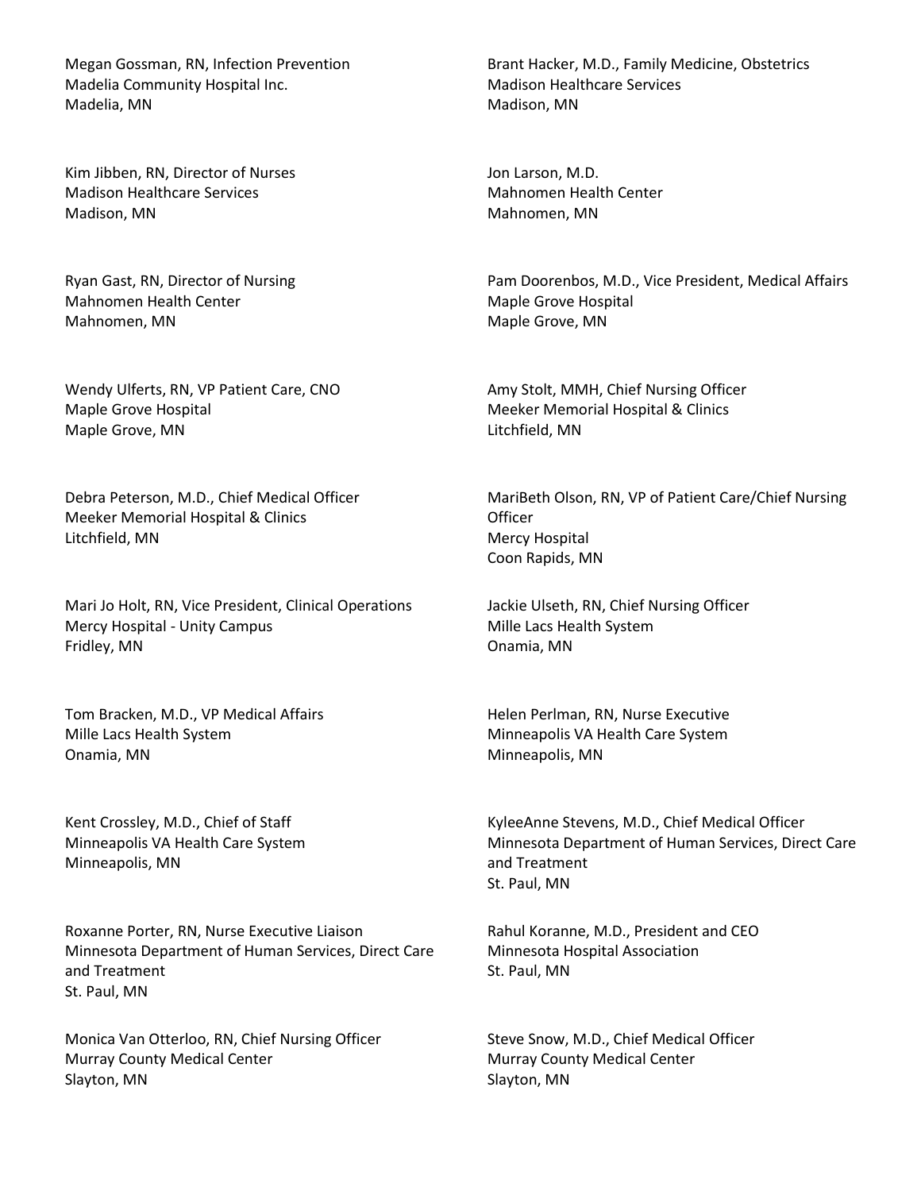Megan Gossman, RN, Infection Prevention
Madelia Community Hospital Inc.
Madelia, MN

Brant Hacker, M.D., Family Medicine, Obstetrics
Madison Healthcare Services
Madison, MN

Kim Jibben, RN, Director of Nurses
Madison Healthcare Services
Madison, MN

Jon Larson, M.D.
Mahnomen Health Center
Mahnomen, MN

Ryan Gast, RN, Director of Nursing
Mahnomen Health Center
Mahnomen, MN

Pam Doorenbos, M.D., Vice President, Medical Affairs
Maple Grove Hospital
Maple Grove, MN

Wendy Ulferts, RN, VP Patient Care, CNO
Maple Grove Hospital
Maple Grove, MN

Amy Stolt, MMH, Chief Nursing Officer
Meeker Memorial Hospital & Clinics
Litchfield, MN

Debra Peterson, M.D., Chief Medical Officer
Meeker Memorial Hospital & Clinics
Litchfield, MN

MariBeth Olson, RN, VP of Patient Care/Chief Nursing Officer
Mercy Hospital
Coon Rapids, MN

Mari Jo Holt, RN, Vice President, Clinical Operations
Mercy Hospital - Unity Campus
Fridley, MN

Jackie Ulseth, RN, Chief Nursing Officer
Mille Lacs Health System
Onamia, MN

Tom Bracken, M.D., VP Medical Affairs
Mille Lacs Health System
Onamia, MN

Helen Perlman, RN, Nurse Executive
Minneapolis VA Health Care System
Minneapolis, MN

Kent Crossley, M.D., Chief of Staff
Minneapolis VA Health Care System
Minneapolis, MN

KyleeAnne Stevens, M.D., Chief Medical Officer
Minnesota Department of Human Services, Direct Care and Treatment
St. Paul, MN

Roxanne Porter, RN, Nurse Executive Liaison
Minnesota Department of Human Services, Direct Care and Treatment
St. Paul, MN

Rahul Koranne, M.D., President and CEO
Minnesota Hospital Association
St. Paul, MN

Monica Van Otterloo, RN, Chief Nursing Officer
Murray County Medical Center
Slayton, MN

Steve Snow, M.D., Chief Medical Officer
Murray County Medical Center
Slayton, MN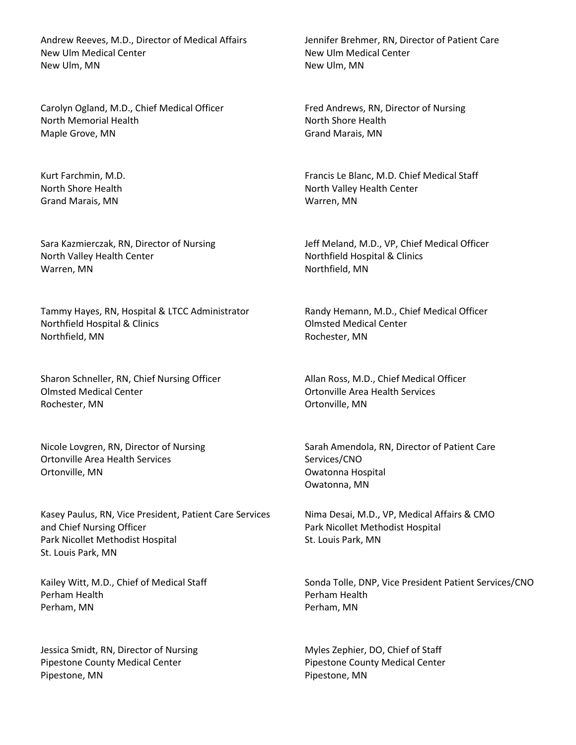Andrew Reeves, M.D., Director of Medical Affairs
New Ulm Medical Center
New Ulm, MN

Jennifer Brehmer, RN, Director of Patient Care
New Ulm Medical Center
New Ulm, MN

Carolyn Ogland, M.D., Chief Medical Officer
North Memorial Health
Maple Grove, MN

Fred Andrews, RN, Director of Nursing
North Shore Health
Grand Marais, MN

Kurt Farchmin, M.D.
North Shore Health
Grand Marais, MN

Francis Le Blanc, M.D. Chief Medical Staff
North Valley Health Center
Warren, MN

Sara Kazmierczak, RN, Director of Nursing
North Valley Health Center
Warren, MN

Jeff Meland, M.D., VP, Chief Medical Officer
Northfield Hospital & Clinics
Northfield, MN

Tammy Hayes, RN, Hospital & LTCC Administrator
Northfield Hospital & Clinics
Northfield, MN

Randy Hemann, M.D., Chief Medical Officer
Olmsted Medical Center
Rochester, MN

Sharon Schneller, RN, Chief Nursing Officer
Olmsted Medical Center
Rochester, MN

Allan Ross, M.D., Chief Medical Officer
Ortonville Area Health Services
Ortonville, MN

Nicole Lovgren, RN, Director of Nursing
Ortonville Area Health Services
Ortonville, MN

Sarah Amendola, RN, Director of Patient Care Services/CNO
Owatonna Hospital
Owatonna, MN

Kasey Paulus, RN, Vice President, Patient Care Services and Chief Nursing Officer
Park Nicollet Methodist Hospital
St. Louis Park, MN

Nima Desai, M.D., VP, Medical Affairs & CMO
Park Nicollet Methodist Hospital
St. Louis Park, MN

Kailey Witt, M.D., Chief of Medical Staff
Perham Health
Perham, MN

Sonda Tolle, DNP, Vice President Patient Services/CNO
Perham Health
Perham, MN

Jessica Smidt, RN, Director of Nursing
Pipestone County Medical Center
Pipestone, MN

Myles Zephier, DO, Chief of Staff
Pipestone County Medical Center
Pipestone, MN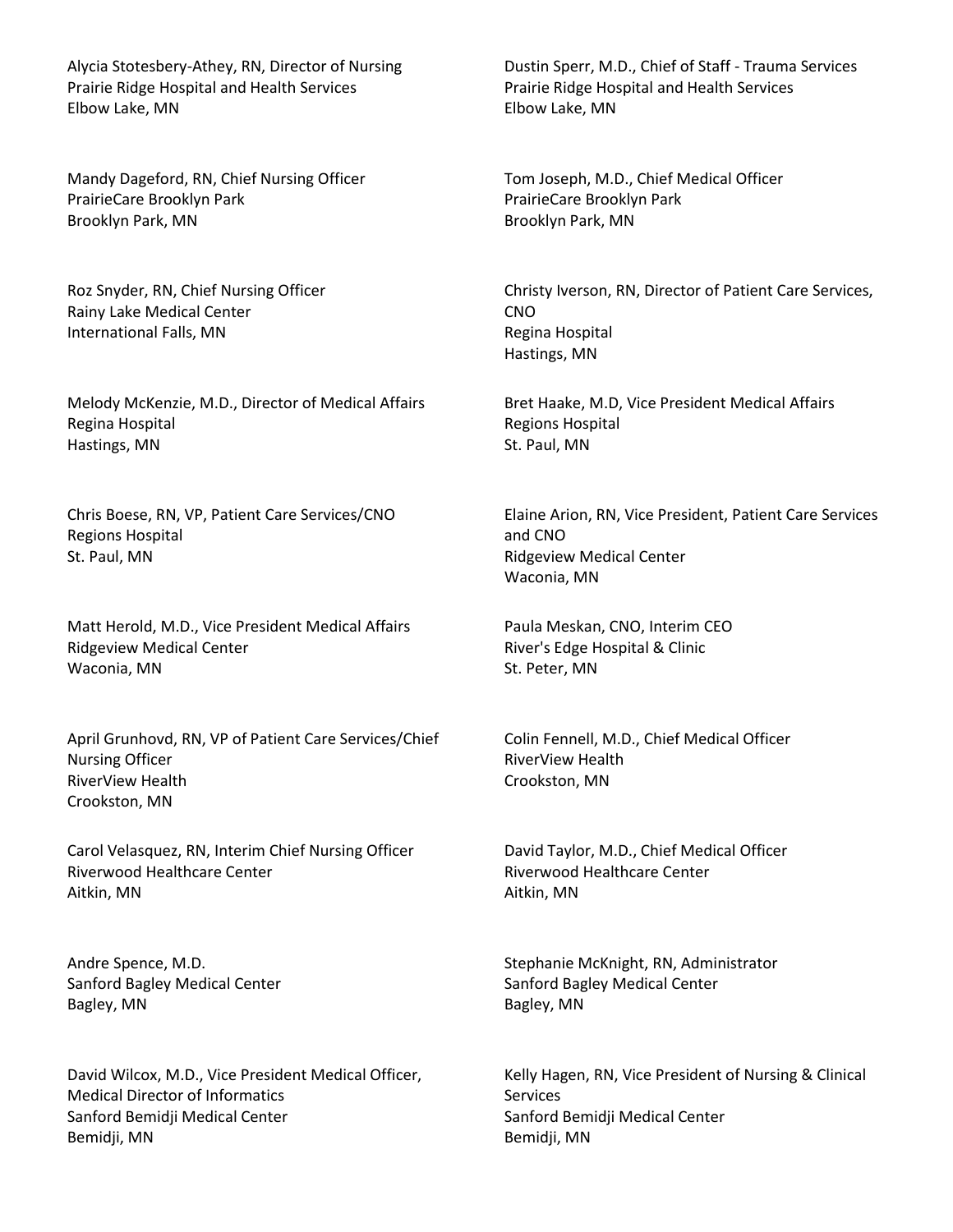Alycia Stotesbery-Athey, RN, Director of Nursing
Prairie Ridge Hospital and Health Services
Elbow Lake, MN

Dustin Sperr, M.D., Chief of Staff - Trauma Services
Prairie Ridge Hospital and Health Services
Elbow Lake, MN

Mandy Dageford, RN, Chief Nursing Officer
PrairieCare Brooklyn Park
Brooklyn Park, MN

Tom Joseph, M.D., Chief Medical Officer
PrairieCare Brooklyn Park
Brooklyn Park, MN

Roz Snyder, RN, Chief Nursing Officer
Rainy Lake Medical Center
International Falls, MN

Christy Iverson, RN, Director of Patient Care Services, CNO
Regina Hospital
Hastings, MN

Melody McKenzie, M.D., Director of Medical Affairs
Regina Hospital
Hastings, MN

Bret Haake, M.D, Vice President Medical Affairs
Regions Hospital
St. Paul, MN

Chris Boese, RN, VP, Patient Care Services/CNO
Regions Hospital
St. Paul, MN

Elaine Arion, RN, Vice President, Patient Care Services and CNO
Ridgeview Medical Center
Waconia, MN

Matt Herold, M.D., Vice President Medical Affairs
Ridgeview Medical Center
Waconia, MN

Paula Meskan, CNO, Interim CEO
River's Edge Hospital & Clinic
St. Peter, MN

April Grunhovd, RN, VP of Patient Care Services/Chief Nursing Officer
RiverView Health
Crookston, MN

Colin Fennell, M.D., Chief Medical Officer
RiverView Health
Crookston, MN

Carol Velasquez, RN, Interim Chief Nursing Officer
Riverwood Healthcare Center
Aitkin, MN

David Taylor, M.D., Chief Medical Officer
Riverwood Healthcare Center
Aitkin, MN

Andre Spence, M.D.
Sanford Bagley Medical Center
Bagley, MN

Stephanie McKnight, RN, Administrator
Sanford Bagley Medical Center
Bagley, MN

David Wilcox, M.D., Vice President Medical Officer, Medical Director of Informatics
Sanford Bemidji Medical Center
Bemidji, MN

Kelly Hagen, RN, Vice President of Nursing & Clinical Services
Sanford Bemidji Medical Center
Bemidji, MN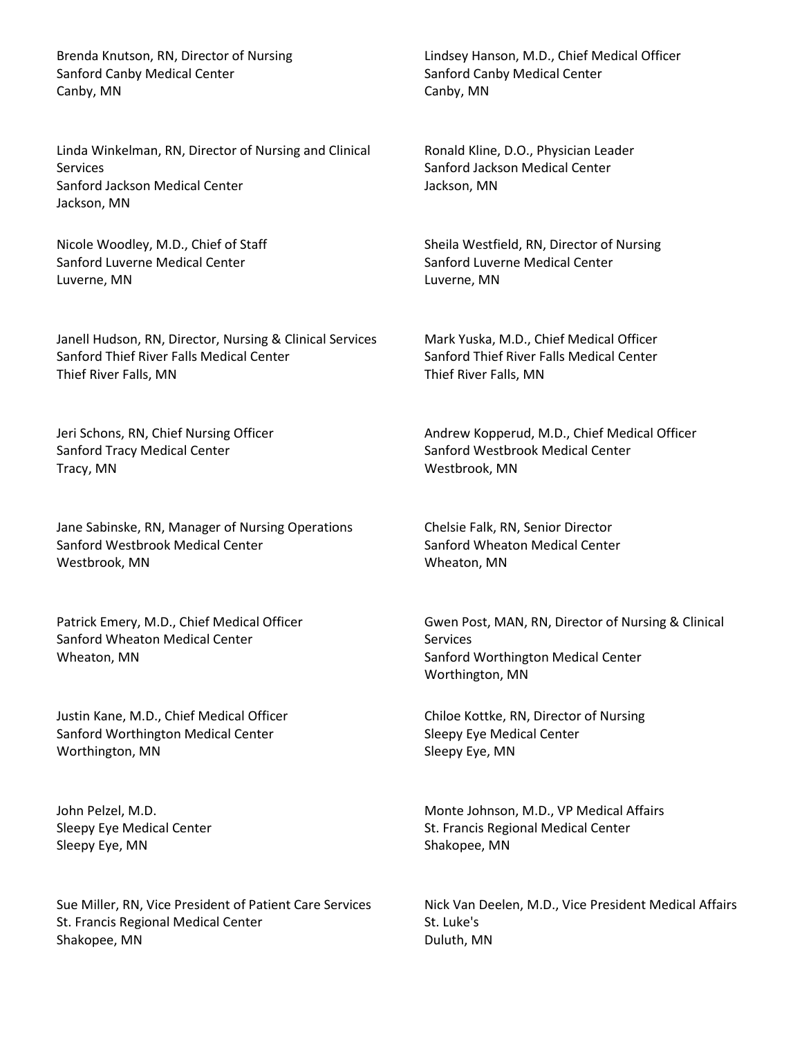Brenda Knutson, RN, Director of Nursing
Sanford Canby Medical Center
Canby, MN

Lindsey Hanson, M.D., Chief Medical Officer
Sanford Canby Medical Center
Canby, MN

Linda Winkelman, RN, Director of Nursing and Clinical Services
Sanford Jackson Medical Center
Jackson, MN

Ronald Kline, D.O., Physician Leader
Sanford Jackson Medical Center
Jackson, MN

Nicole Woodley, M.D., Chief of Staff
Sanford Luverne Medical Center
Luverne, MN

Sheila Westfield, RN, Director of Nursing
Sanford Luverne Medical Center
Luverne, MN

Janell Hudson, RN, Director, Nursing & Clinical Services
Sanford Thief River Falls Medical Center
Thief River Falls, MN

Mark Yuska, M.D., Chief Medical Officer
Sanford Thief River Falls Medical Center
Thief River Falls, MN

Jeri Schons, RN, Chief Nursing Officer
Sanford Tracy Medical Center
Tracy, MN

Andrew Kopperud, M.D., Chief Medical Officer
Sanford Westbrook Medical Center
Westbrook, MN

Jane Sabinske, RN, Manager of Nursing Operations
Sanford Westbrook Medical Center
Westbrook, MN

Chelsie Falk, RN, Senior Director
Sanford Wheaton Medical Center
Wheaton, MN

Patrick Emery, M.D., Chief Medical Officer
Sanford Wheaton Medical Center
Wheaton, MN

Gwen Post, MAN, RN, Director of Nursing & Clinical Services
Sanford Worthington Medical Center
Worthington, MN

Justin Kane, M.D., Chief Medical Officer
Sanford Worthington Medical Center
Worthington, MN

Chiloe Kottke, RN, Director of Nursing
Sleepy Eye Medical Center
Sleepy Eye, MN

John Pelzel, M.D.
Sleepy Eye Medical Center
Sleepy Eye, MN

Monte Johnson, M.D., VP Medical Affairs
St. Francis Regional Medical Center
Shakopee, MN

Sue Miller, RN, Vice President of Patient Care Services
St. Francis Regional Medical Center
Shakopee, MN

Nick Van Deelen, M.D., Vice President Medical Affairs
St. Luke's
Duluth, MN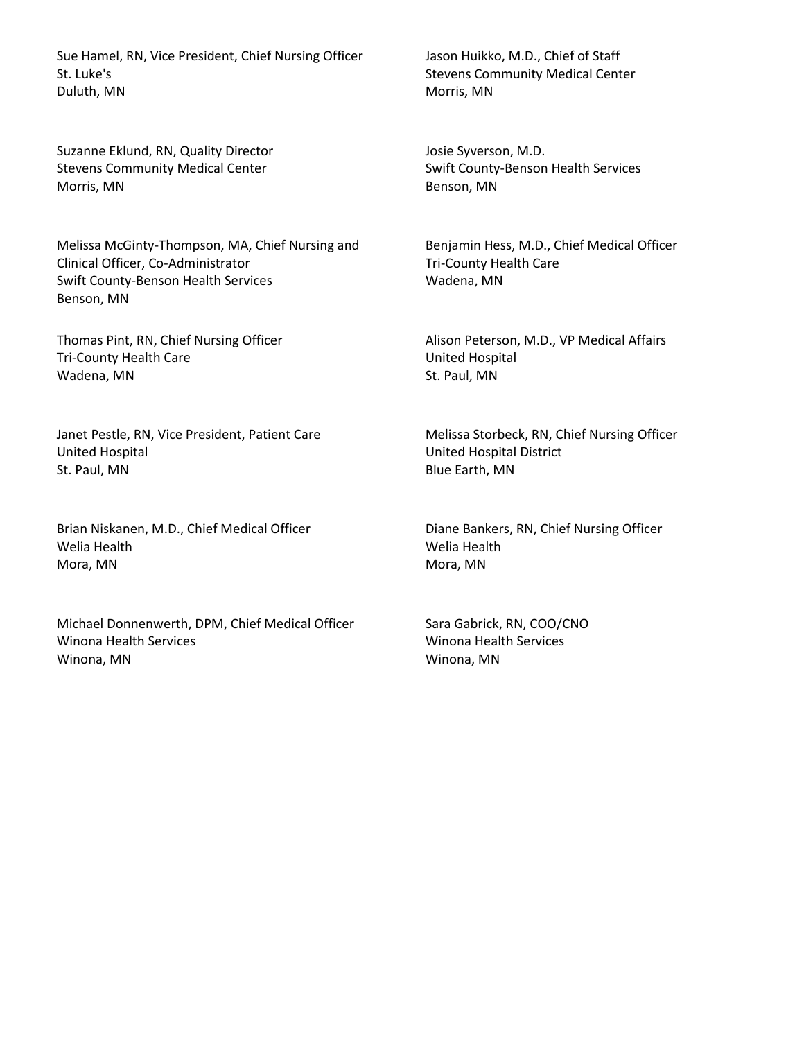Sue Hamel, RN, Vice President, Chief Nursing Officer
St. Luke's
Duluth, MN

Jason Huikko, M.D., Chief of Staff
Stevens Community Medical Center
Morris, MN

Suzanne Eklund, RN, Quality Director
Stevens Community Medical Center
Morris, MN

Josie Syverson, M.D.
Swift County-Benson Health Services
Benson, MN

Melissa McGinty-Thompson, MA, Chief Nursing and Clinical Officer, Co-Administrator
Swift County-Benson Health Services
Benson, MN

Benjamin Hess, M.D., Chief Medical Officer
Tri-County Health Care
Wadena, MN

Thomas Pint, RN, Chief Nursing Officer
Tri-County Health Care
Wadena, MN

Alison Peterson, M.D., VP Medical Affairs
United Hospital
St. Paul, MN

Janet Pestle, RN, Vice President, Patient Care
United Hospital
St. Paul, MN

Melissa Storbeck, RN, Chief Nursing Officer
United Hospital District
Blue Earth, MN

Brian Niskanen, M.D., Chief Medical Officer
Welia Health
Mora, MN

Diane Bankers, RN, Chief Nursing Officer
Welia Health
Mora, MN

Michael Donnenwerth, DPM, Chief Medical Officer
Winona Health Services
Winona, MN

Sara Gabrick, RN, COO/CNO
Winona Health Services
Winona, MN